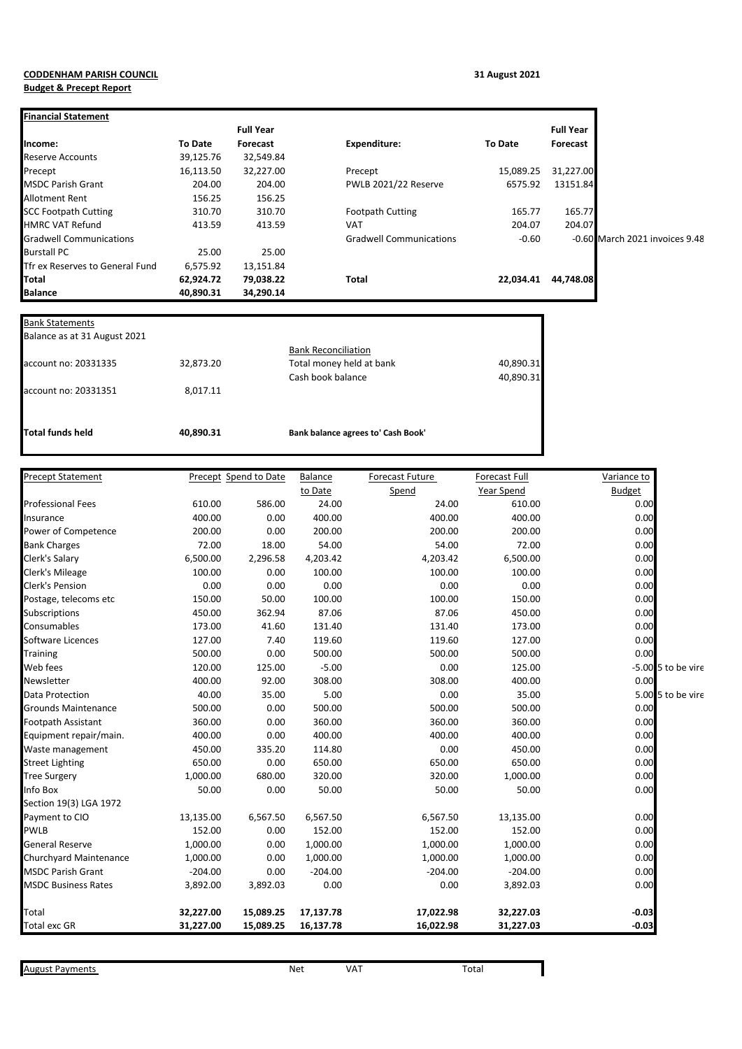**CODDENHAM PARISH COUNCIL**

**31 August 2021**

**Budget & Precept Report**

| **Financial Statement** | | | | | | |
|---|---|---|---|---|---|---|
| | | **Full Year** | | | **Full Year** | |
| **Income:** | **To Date** | **Forecast** | **Expenditure:** | **To Date** | **Forecast** | |
| Reserve Accounts | 39,125.76 | 32,549.84 | | | | |
| Precept | 16,113.50 | 32,227.00 | Precept | 15,089.25 | 31,227.00 | |
| MSDC Parish Grant | 204.00 | 204.00 | PWLB 2021/22 Reserve | 6575.92 | 13151.84 | |
| Allotment Rent | 156.25 | 156.25 | | | | |
| SCC Footpath Cutting | 310.70 | 310.70 | Footpath Cutting | 165.77 | 165.77 | |
| HMRC VAT Refund | 413.59 | 413.59 | VAT | 204.07 | 204.07 | |
| Gradwell Communications | | | Gradwell Communications | -0.60 | -0.60 | March 2021 invoices 9.48 |
| Burstall PC | 25.00 | 25.00 | | | | |
| Tfr ex Reserves to General Fund | 6,575.92 | 13,151.84 | | | | |
| **Total** | **62,924.72** | **79,038.22** | **Total** | **22,034.41** | **44,748.08** | |
| **Balance** | **40,890.31** | **34,290.14** | | | | |

| Bank Statements | | | |
|---|---|---|---|
| Balance as at 31 August 2021 | | | |
| | | Bank Reconciliation | |
| account no: 20331335 | 32,873.20 | Total money held at bank | 40,890.31 |
| | | Cash book balance | 40,890.31 |
| account no: 20331351 | 8,017.11 | | |
| **Total funds held** | **40,890.31** | **Bank balance agrees to' Cash Book'** | |

| Precept Statement | Precept | Spend to Date | Balance to Date | Forecast Future Spend | Forecast Full Year Spend | Variance to Budget | |
|---|---|---|---|---|---|---|---|
| Professional Fees | 610.00 | 586.00 | 24.00 | 24.00 | 610.00 | 0.00 | |
| Insurance | 400.00 | 0.00 | 400.00 | 400.00 | 400.00 | 0.00 | |
| Power of Competence | 200.00 | 0.00 | 200.00 | 200.00 | 200.00 | 0.00 | |
| Bank Charges | 72.00 | 18.00 | 54.00 | 54.00 | 72.00 | 0.00 | |
| Clerk's Salary | 6,500.00 | 2,296.58 | 4,203.42 | 4,203.42 | 6,500.00 | 0.00 | |
| Clerk's Mileage | 100.00 | 0.00 | 100.00 | 100.00 | 100.00 | 0.00 | |
| Clerk's Pension | 0.00 | 0.00 | 0.00 | 0.00 | 0.00 | 0.00 | |
| Postage, telecoms etc | 150.00 | 50.00 | 100.00 | 100.00 | 150.00 | 0.00 | |
| Subscriptions | 450.00 | 362.94 | 87.06 | 87.06 | 450.00 | 0.00 | |
| Consumables | 173.00 | 41.60 | 131.40 | 131.40 | 173.00 | 0.00 | |
| Software Licences | 127.00 | 7.40 | 119.60 | 119.60 | 127.00 | 0.00 | |
| Training | 500.00 | 0.00 | 500.00 | 500.00 | 500.00 | 0.00 | |
| Web fees | 120.00 | 125.00 | -5.00 | 0.00 | 125.00 | -5.00 | 5 to be vire |
| Newsletter | 400.00 | 92.00 | 308.00 | 308.00 | 400.00 | 0.00 | |
| Data Protection | 40.00 | 35.00 | 5.00 | 0.00 | 35.00 | 5.00 | 5 to be vire |
| Grounds Maintenance | 500.00 | 0.00 | 500.00 | 500.00 | 500.00 | 0.00 | |
| Footpath Assistant | 360.00 | 0.00 | 360.00 | 360.00 | 360.00 | 0.00 | |
| Equipment repair/main. | 400.00 | 0.00 | 400.00 | 400.00 | 400.00 | 0.00 | |
| Waste management | 450.00 | 335.20 | 114.80 | 0.00 | 450.00 | 0.00 | |
| Street Lighting | 650.00 | 0.00 | 650.00 | 650.00 | 650.00 | 0.00 | |
| Tree Surgery | 1,000.00 | 680.00 | 320.00 | 320.00 | 1,000.00 | 0.00 | |
| Info Box | 50.00 | 0.00 | 50.00 | 50.00 | 50.00 | 0.00 | |
| Section 19(3) LGA 1972 | | | | | | | |
| Payment to CIO | 13,135.00 | 6,567.50 | 6,567.50 | 6,567.50 | 13,135.00 | 0.00 | |
| PWLB | 152.00 | 0.00 | 152.00 | 152.00 | 152.00 | 0.00 | |
| General Reserve | 1,000.00 | 0.00 | 1,000.00 | 1,000.00 | 1,000.00 | 0.00 | |
| Churchyard Maintenance | 1,000.00 | 0.00 | 1,000.00 | 1,000.00 | 1,000.00 | 0.00 | |
| MSDC Parish Grant | -204.00 | 0.00 | -204.00 | -204.00 | -204.00 | 0.00 | |
| MSDC Business Rates | 3,892.00 | 3,892.03 | 0.00 | 0.00 | 3,892.03 | 0.00 | |
| Total | **32,227.00** | **15,089.25** | **17,137.78** | **17,022.98** | **32,227.03** | **-0.03** | |
| Total exc GR | **31,227.00** | **15,089.25** | **16,137.78** | **16,022.98** | **31,227.03** | **-0.03** | |

| August Payments | Net | VAT | Total |
|---|---|---|---|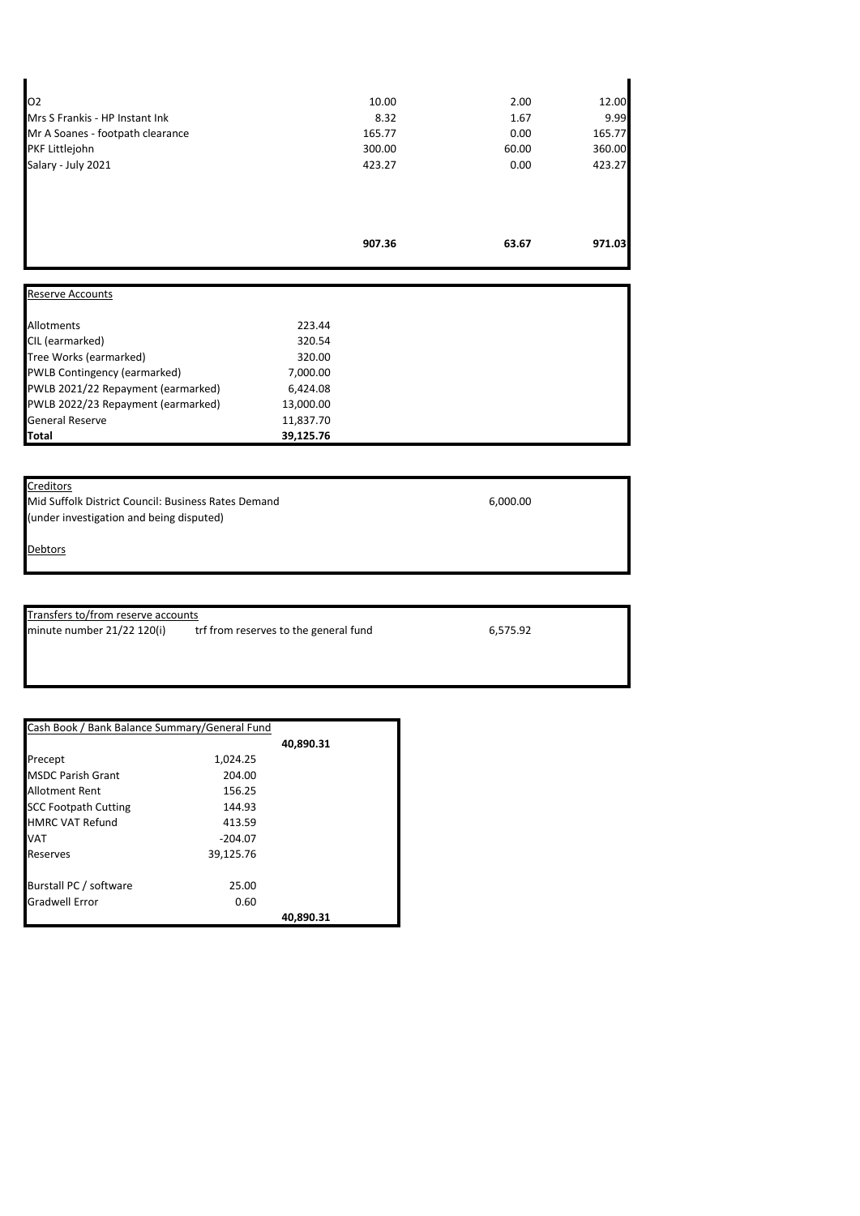| | | | |
|---|---|---|---|
| O2 | 10.00 | 2.00 | 12.00 |
| Mrs S Frankis - HP Instant Ink | 8.32 | 1.67 | 9.99 |
| Mr A Soanes - footpath clearance | 165.77 | 0.00 | 165.77 |
| PKF Littlejohn | 300.00 | 60.00 | 360.00 |
| Salary - July 2021 | 423.27 | 0.00 | 423.27 |
| | **907.36** | **63.67** | **971.03** |

| Reserve Accounts | |
|---|---|
| Allotments | 223.44 |
| CIL (earmarked) | 320.54 |
| Tree Works (earmarked) | 320.00 |
| PWLB Contingency (earmarked) | 7,000.00 |
| PWLB 2021/22 Repayment (earmarked) | 6,424.08 |
| PWLB 2022/23 Repayment (earmarked) | 13,000.00 |
| General Reserve | 11,837.70 |
| **Total** | **39,125.76** |

Creditors

Mid Suffolk District Council: Business Rates Demand (under investigation and being disputed) 6,000.00

Debtors

| Transfers to/from reserve accounts | | |
|---|---|---|
| minute number 21/22 120(i) | trf from reserves to the general fund | 6,575.92 |

| Cash Book / Bank Balance Summary/General Fund | | |
|---|---|---|
| | | 40,890.31 |
| Precept | 1,024.25 | |
| MSDC Parish Grant | 204.00 | |
| Allotment Rent | 156.25 | |
| SCC Footpath Cutting | 144.93 | |
| HMRC VAT Refund | 413.59 | |
| VAT | -204.07 | |
| Reserves | 39,125.76 | |
| Burstall PC / software | 25.00 | |
| Gradwell Error | 0.60 | |
| | | **40,890.31** |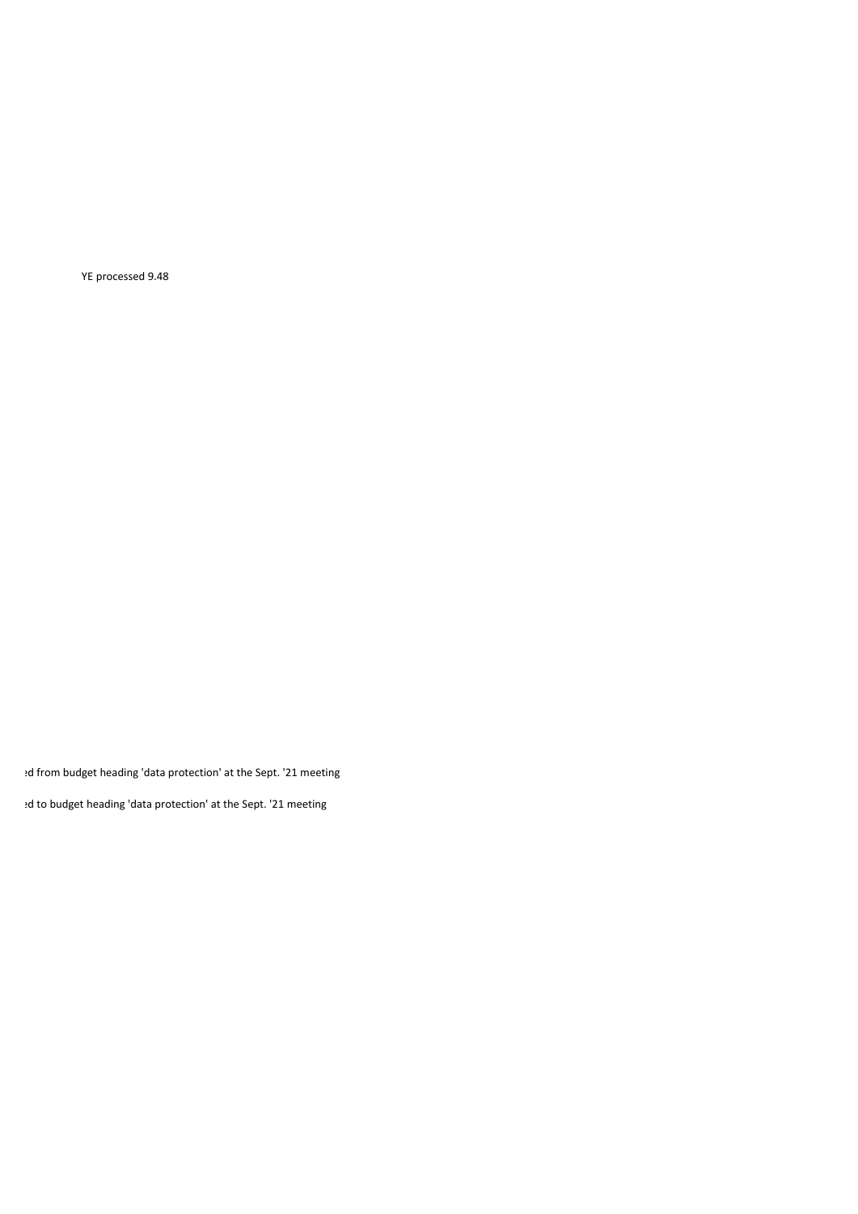YE processed 9.48

ed from budget heading 'data protection' at the Sept. '21 meeting

ed to budget heading 'data protection' at the Sept. '21 meeting